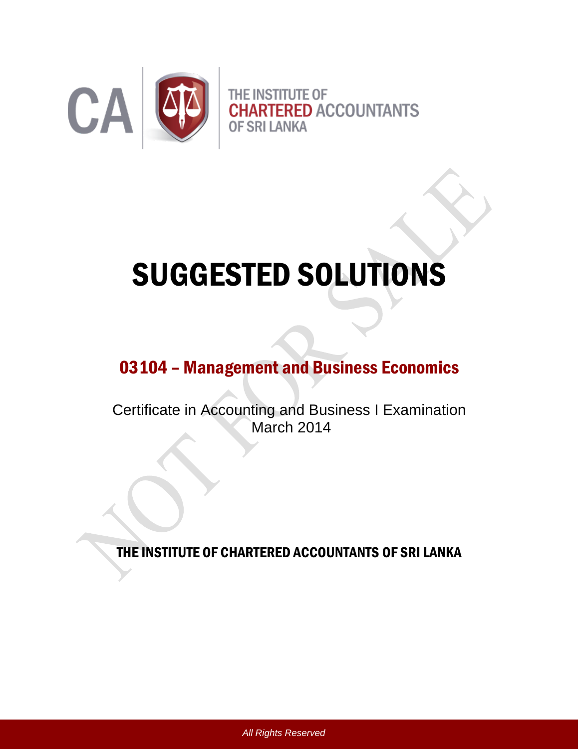THE INSTITUTE OF CHARTERED ACCOUNTANTS OF SRI LANKA

# SUGGESTED SOLUTIONS

## 03104 – Management and Business Economics

Certificate in Accounting and Business I Examination
March 2014

**THE INSTITUTE OF CHARTERED ACCOUNTANTS OF SRI LANKA**

*All Rights Reserved*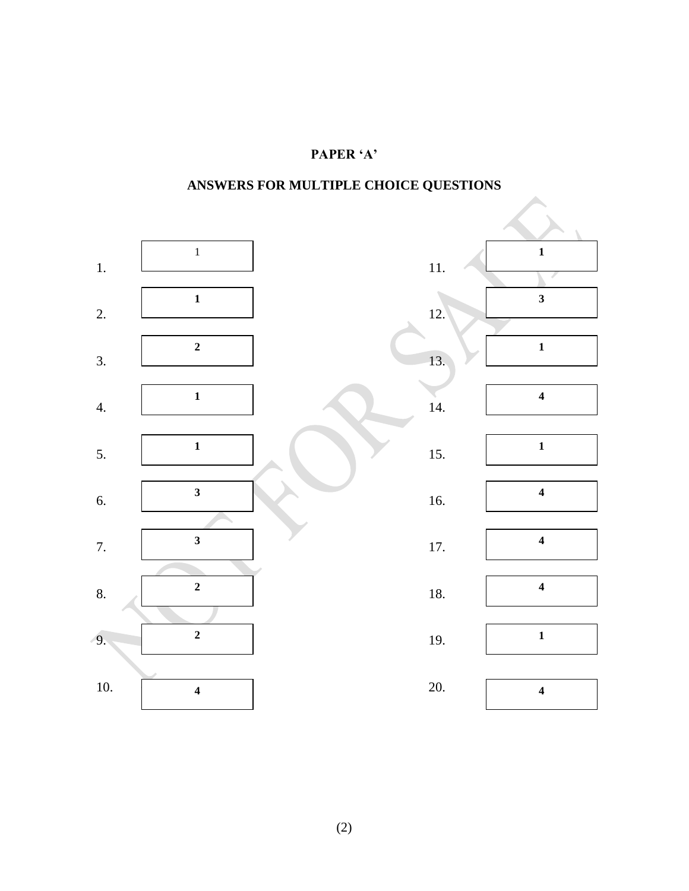**PAPER 'A'**

**ANSWERS FOR MULTIPLE CHOICE QUESTIONS**

| Q. | Answer | Q. | Answer |
|---|---|---|---|
| 1. | 1 | 11. | **1** |
| 2. | **1** | 12. | **3** |
| 3. | **2** | 13. | **1** |
| 4. | **1** | 14. | **4** |
| 5. | **1** | 15. | **1** |
| 6. | **3** | 16. | **4** |
| 7. | **3** | 17. | **4** |
| 8. | **2** | 18. | **4** |
| 9. | **2** | 19. | **1** |
| 10. | **4** | 20. | **4** |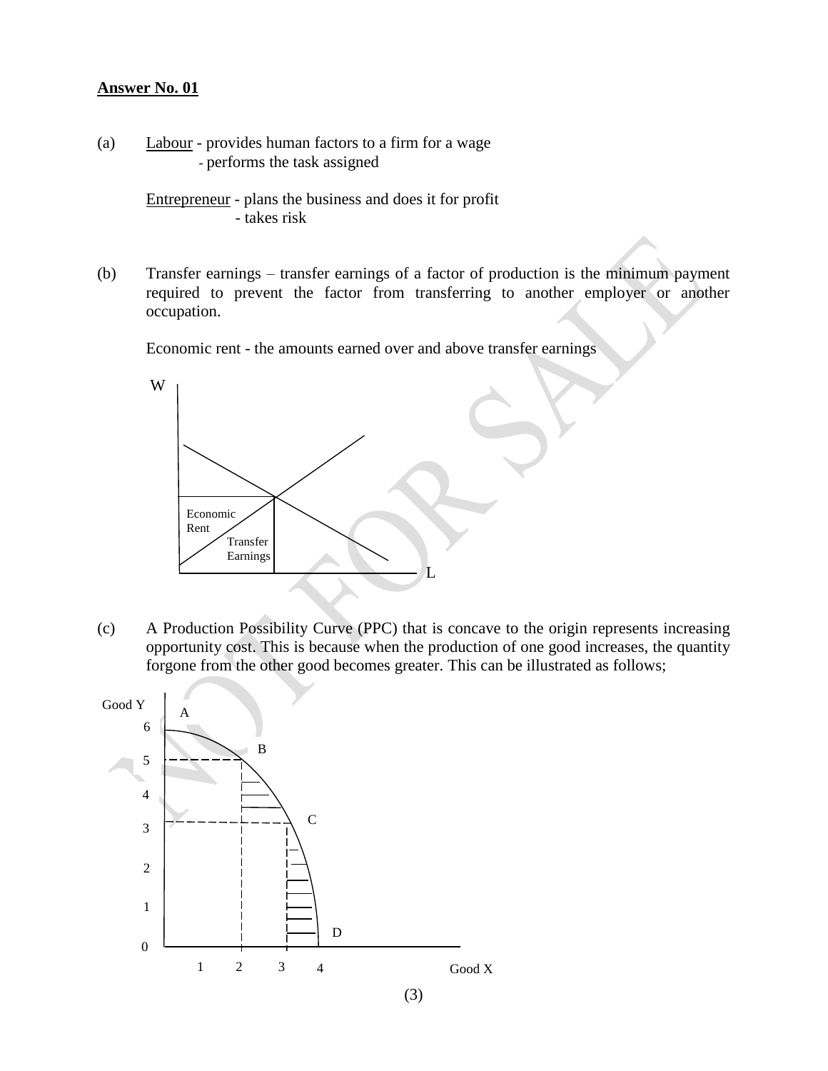**Answer No. 01**

(a) Labour - provides human factors to a firm for a wage
- performs the task assigned

Entrepreneur - plans the business and does it for profit
- takes risk

(b) Transfer earnings – transfer earnings of a factor of production is the minimum payment required to prevent the factor from transferring to another employer or another occupation.

Economic rent - the amounts earned over and above transfer earnings

(c) A Production Possibility Curve (PPC) that is concave to the origin represents increasing opportunity cost. This is because when the production of one good increases, the quantity forgone from the other good becomes greater. This can be illustrated as follows;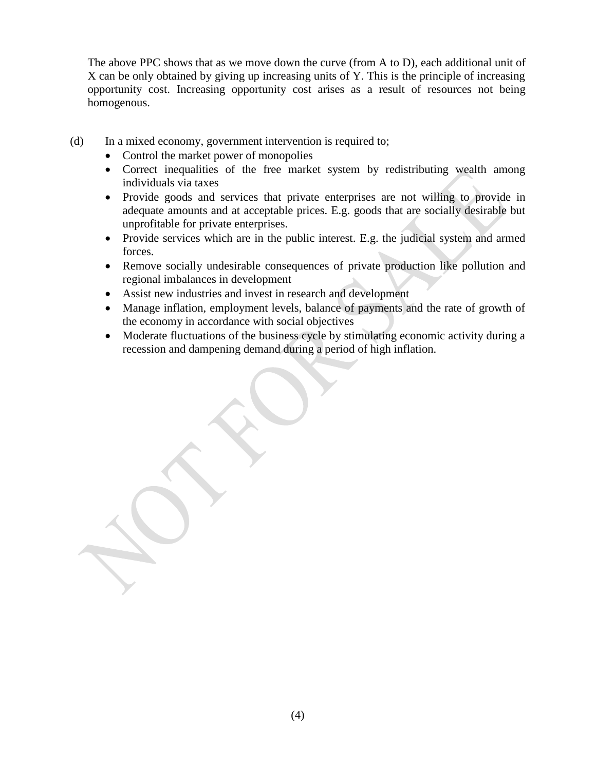The above PPC shows that as we move down the curve (from A to D), each additional unit of X can be only obtained by giving up increasing units of Y. This is the principle of increasing opportunity cost. Increasing opportunity cost arises as a result of resources not being homogenous.

(d) In a mixed economy, government intervention is required to;

- Control the market power of monopolies
- Correct inequalities of the free market system by redistributing wealth among individuals via taxes
- Provide goods and services that private enterprises are not willing to provide in adequate amounts and at acceptable prices. E.g. goods that are socially desirable but unprofitable for private enterprises.
- Provide services which are in the public interest. E.g. the judicial system and armed forces.
- Remove socially undesirable consequences of private production like pollution and regional imbalances in development
- Assist new industries and invest in research and development
- Manage inflation, employment levels, balance of payments and the rate of growth of the economy in accordance with social objectives
- Moderate fluctuations of the business cycle by stimulating economic activity during a recession and dampening demand during a period of high inflation.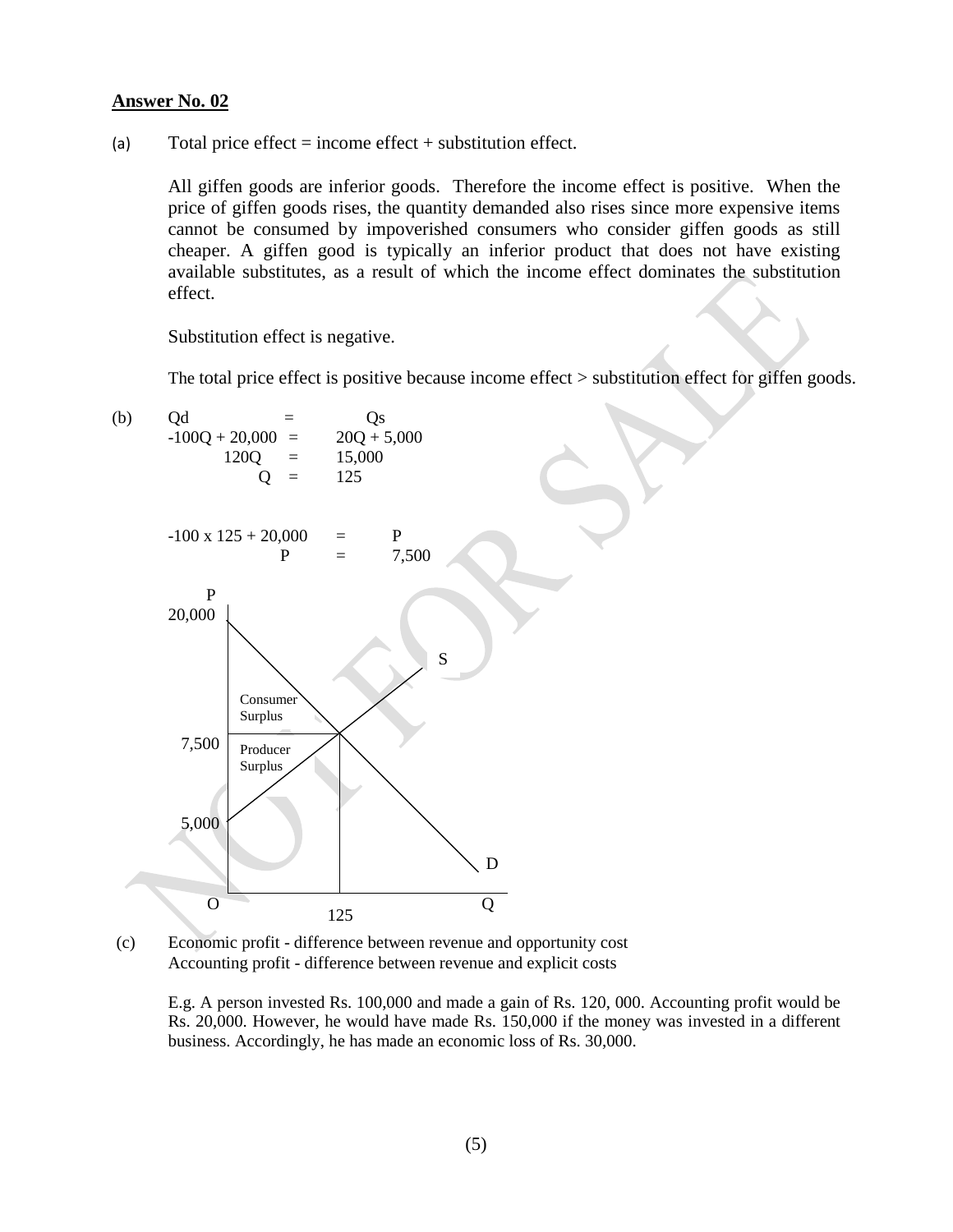**Answer No. 02**

(a) Total price effect = income effect + substitution effect.

All giffen goods are inferior goods. Therefore the income effect is positive. When the price of giffen goods rises, the quantity demanded also rises since more expensive items cannot be consumed by impoverished consumers who consider giffen goods as still cheaper. A giffen good is typically an inferior product that does not have existing available substitutes, as a result of which the income effect dominates the substitution effect.

Substitution effect is negative.

The total price effect is positive because income effect > substitution effect for giffen goods.

(b)

$$Qd = Qs$$

$$-100Q + 20{,}000 = 20Q + 5{,}000$$

$$120Q = 15{,}000$$

$$Q = 125$$

$$-100 \times 125 + 20{,}000 = P$$

$$P = 7{,}500$$

P

20,000

S

Consumer Surplus

7,500

Producer Surplus

5,000

D

O 125 Q

(c) Economic profit - difference between revenue and opportunity cost
Accounting profit - difference between revenue and explicit costs

E.g. A person invested Rs. 100,000 and made a gain of Rs. 120, 000. Accounting profit would be Rs. 20,000. However, he would have made Rs. 150,000 if the money was invested in a different business. Accordingly, he has made an economic loss of Rs. 30,000.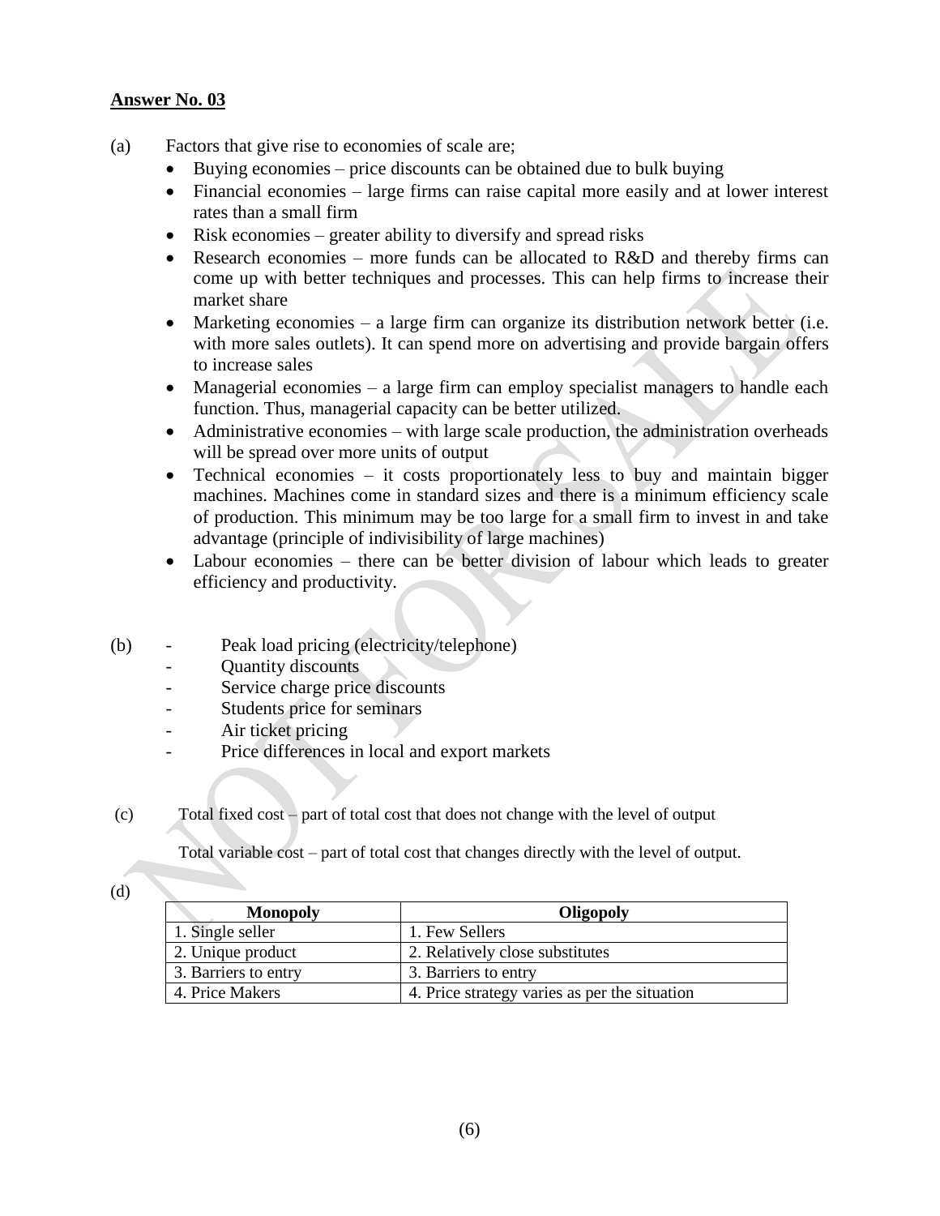**Answer No. 03**

(a) Factors that give rise to economies of scale are;

- Buying economies – price discounts can be obtained due to bulk buying
- Financial economies – large firms can raise capital more easily and at lower interest rates than a small firm
- Risk economies – greater ability to diversify and spread risks
- Research economies – more funds can be allocated to R&D and thereby firms can come up with better techniques and processes. This can help firms to increase their market share
- Marketing economies – a large firm can organize its distribution network better (i.e. with more sales outlets). It can spend more on advertising and provide bargain offers to increase sales
- Managerial economies – a large firm can employ specialist managers to handle each function. Thus, managerial capacity can be better utilized.
- Administrative economies – with large scale production, the administration overheads will be spread over more units of output
- Technical economies – it costs proportionately less to buy and maintain bigger machines. Machines come in standard sizes and there is a minimum efficiency scale of production. This minimum may be too large for a small firm to invest in and take advantage (principle of indivisibility of large machines)
- Labour economies – there can be better division of labour which leads to greater efficiency and productivity.

(b)
- Peak load pricing (electricity/telephone)
- Quantity discounts
- Service charge price discounts
- Students price for seminars
- Air ticket pricing
- Price differences in local and export markets

(c) Total fixed cost – part of total cost that does not change with the level of output

Total variable cost – part of total cost that changes directly with the level of output.

(d)

| Monopoly | Oligopoly |
|---|---|
| 1. Single seller | 1. Few Sellers |
| 2. Unique product | 2. Relatively close substitutes |
| 3. Barriers to entry | 3. Barriers to entry |
| 4. Price Makers | 4. Price strategy varies as per the situation |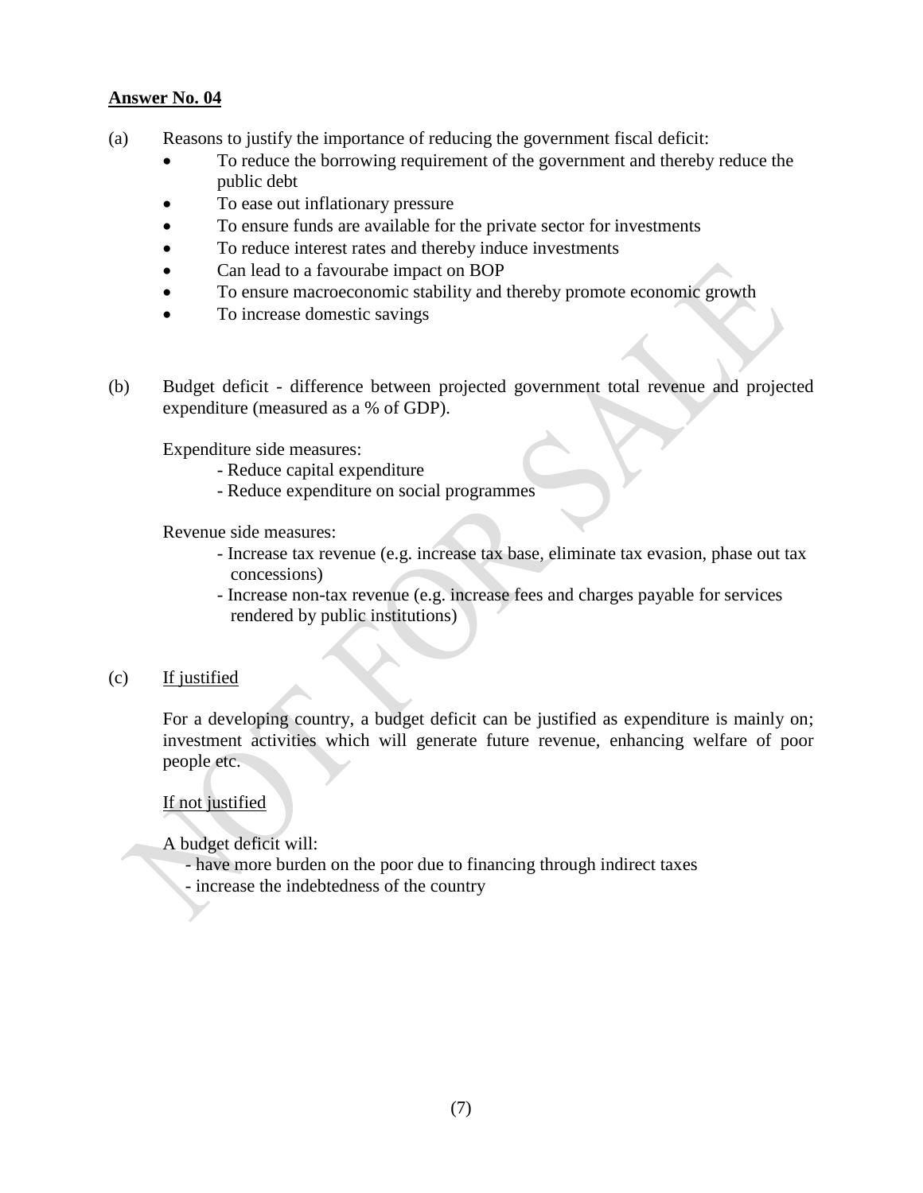**Answer No. 04**

(a) Reasons to justify the importance of reducing the government fiscal deficit:

- To reduce the borrowing requirement of the government and thereby reduce the public debt
- To ease out inflationary pressure
- To ensure funds are available for the private sector for investments
- To reduce interest rates and thereby induce investments
- Can lead to a favourabe impact on BOP
- To ensure macroeconomic stability and thereby promote economic growth
- To increase domestic savings

(b) Budget deficit - difference between projected government total revenue and projected expenditure (measured as a % of GDP).

Expenditure side measures:

- Reduce capital expenditure
- Reduce expenditure on social programmes

Revenue side measures:

- Increase tax revenue (e.g. increase tax base, eliminate tax evasion, phase out tax concessions)
- Increase non-tax revenue (e.g. increase fees and charges payable for services rendered by public institutions)

(c) <u>If justified</u>

For a developing country, a budget deficit can be justified as expenditure is mainly on; investment activities which will generate future revenue, enhancing welfare of poor people etc.

<u>If not justified</u>

A budget deficit will:

- have more burden on the poor due to financing through indirect taxes
- increase the indebtedness of the country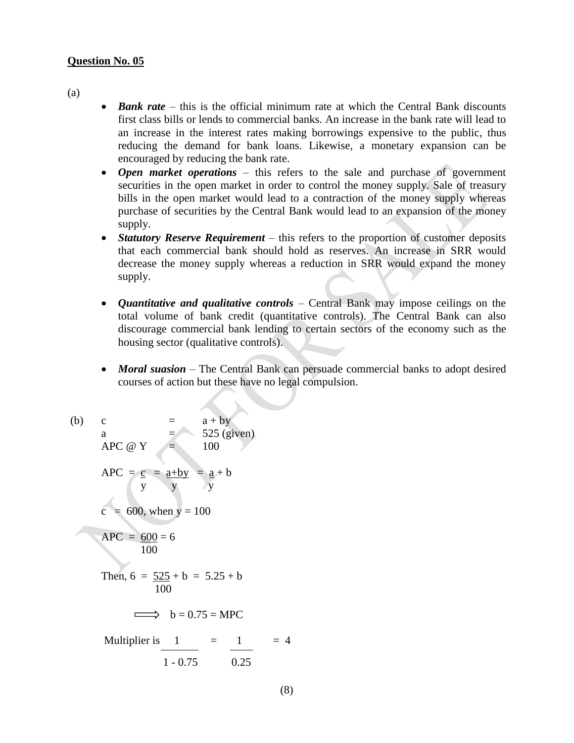**Question No. 05**

(a)

- ***Bank rate*** – this is the official minimum rate at which the Central Bank discounts first class bills or lends to commercial banks. An increase in the bank rate will lead to an increase in the interest rates making borrowings expensive to the public, thus reducing the demand for bank loans. Likewise, a monetary expansion can be encouraged by reducing the bank rate.
- ***Open market operations*** – this refers to the sale and purchase of government securities in the open market in order to control the money supply. Sale of treasury bills in the open market would lead to a contraction of the money supply whereas purchase of securities by the Central Bank would lead to an expansion of the money supply.
- ***Statutory Reserve Requirement*** – this refers to the proportion of customer deposits that each commercial bank should hold as reserves. An increase in SRR would decrease the money supply whereas a reduction in SRR would expand the money supply.
- ***Quantitative and qualitative controls*** – Central Bank may impose ceilings on the total volume of bank credit (quantitative controls). The Central Bank can also discourage commercial bank lending to certain sectors of the economy such as the housing sector (qualitative controls).
- ***Moral suasion*** – The Central Bank can persuade commercial banks to adopt desired courses of action but these have no legal compulsion.

(b)

$c = a + by$

$a = 525$ (given)

$APC @ Y = 100$

$$APC = \frac{c}{y} = \frac{a+by}{y} = \frac{a}{y} + b$$

$c = 600$, when $y = 100$

$$APC = \frac{600}{100} = 6$$

$$\text{Then, } 6 = \frac{525}{100} + b = 5.25 + b$$

$$\Longrightarrow b = 0.75 = MPC$$

$$\text{Multiplier is } \frac{1}{1 - 0.75} = \frac{1}{0.25} = 4$$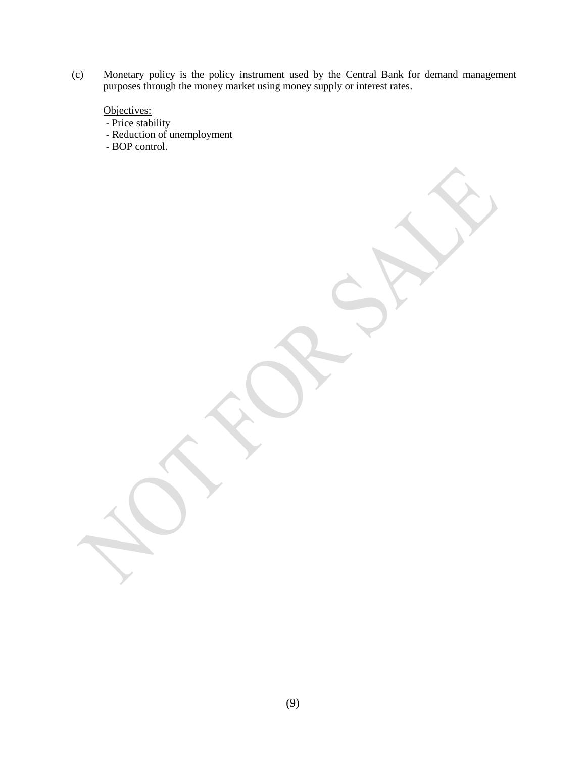(c) Monetary policy is the policy instrument used by the Central Bank for demand management purposes through the money market using money supply or interest rates.

Objectives:

- Price stability
- Reduction of unemployment
- BOP control.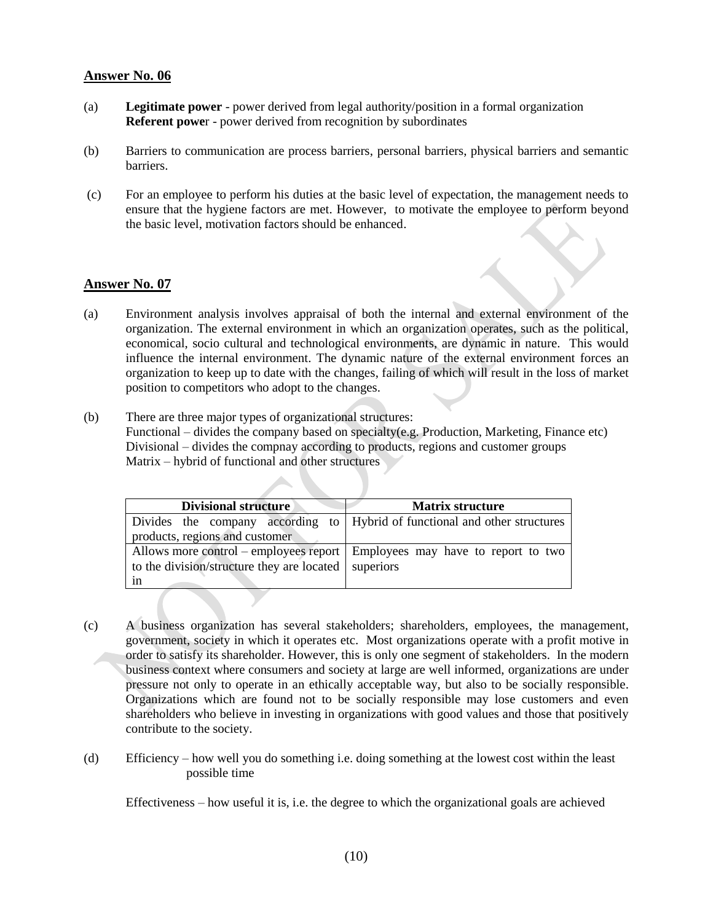## Answer No. 06

(a) **Legitimate power** - power derived from legal authority/position in a formal organization
**Referent powe**r - power derived from recognition by subordinates

(b) Barriers to communication are process barriers, personal barriers, physical barriers and semantic barriers.

(c) For an employee to perform his duties at the basic level of expectation, the management needs to ensure that the hygiene factors are met. However, to motivate the employee to perform beyond the basic level, motivation factors should be enhanced.

## Answer No. 07

(a) Environment analysis involves appraisal of both the internal and external environment of the organization. The external environment in which an organization operates, such as the political, economical, socio cultural and technological environments, are dynamic in nature. This would influence the internal environment. The dynamic nature of the external environment forces an organization to keep up to date with the changes, failing of which will result in the loss of market position to competitors who adopt to the changes.

(b) There are three major types of organizational structures:
Functional – divides the company based on specialty(e.g. Production, Marketing, Finance etc)
Divisional – divides the compnay according to products, regions and customer groups
Matrix – hybrid of functional and other structures

| Divisional structure | Matrix structure |
|---|---|
| Divides the company according to products, regions and customer | Hybrid of functional and other structures |
| Allows more control – employees report to the division/structure they are located in | Employees may have to report to two superiors |

(c) A business organization has several stakeholders; shareholders, employees, the management, government, society in which it operates etc. Most organizations operate with a profit motive in order to satisfy its shareholder. However, this is only one segment of stakeholders. In the modern business context where consumers and society at large are well informed, organizations are under pressure not only to operate in an ethically acceptable way, but also to be socially responsible. Organizations which are found not to be socially responsible may lose customers and even shareholders who believe in investing in organizations with good values and those that positively contribute to the society.

(d) Efficiency – how well you do something i.e. doing something at the lowest cost within the least possible time

Effectiveness – how useful it is, i.e. the degree to which the organizational goals are achieved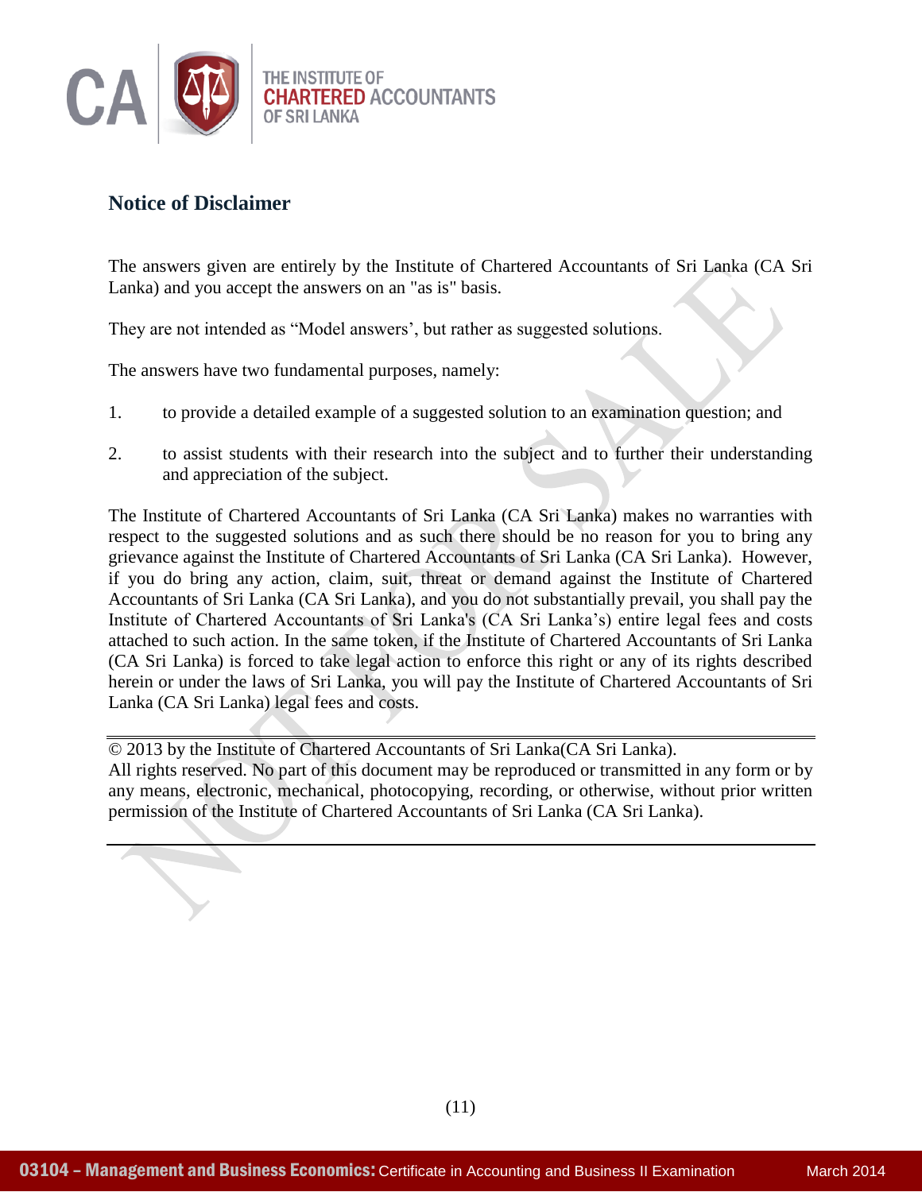## Notice of Disclaimer

The answers given are entirely by the Institute of Chartered Accountants of Sri Lanka (CA Sri Lanka) and you accept the answers on an "as is" basis.

They are not intended as "Model answers', but rather as suggested solutions.

The answers have two fundamental purposes, namely:

1. to provide a detailed example of a suggested solution to an examination question; and

2. to assist students with their research into the subject and to further their understanding and appreciation of the subject.

The Institute of Chartered Accountants of Sri Lanka (CA Sri Lanka) makes no warranties with respect to the suggested solutions and as such there should be no reason for you to bring any grievance against the Institute of Chartered Accountants of Sri Lanka (CA Sri Lanka). However, if you do bring any action, claim, suit, threat or demand against the Institute of Chartered Accountants of Sri Lanka (CA Sri Lanka), and you do not substantially prevail, you shall pay the Institute of Chartered Accountants of Sri Lanka's (CA Sri Lanka's) entire legal fees and costs attached to such action. In the same token, if the Institute of Chartered Accountants of Sri Lanka (CA Sri Lanka) is forced to take legal action to enforce this right or any of its rights described herein or under the laws of Sri Lanka, you will pay the Institute of Chartered Accountants of Sri Lanka (CA Sri Lanka) legal fees and costs.

---

© 2013 by the Institute of Chartered Accountants of Sri Lanka(CA Sri Lanka).
All rights reserved. No part of this document may be reproduced or transmitted in any form or by any means, electronic, mechanical, photocopying, recording, or otherwise, without prior written permission of the Institute of Chartered Accountants of Sri Lanka (CA Sri Lanka).

---